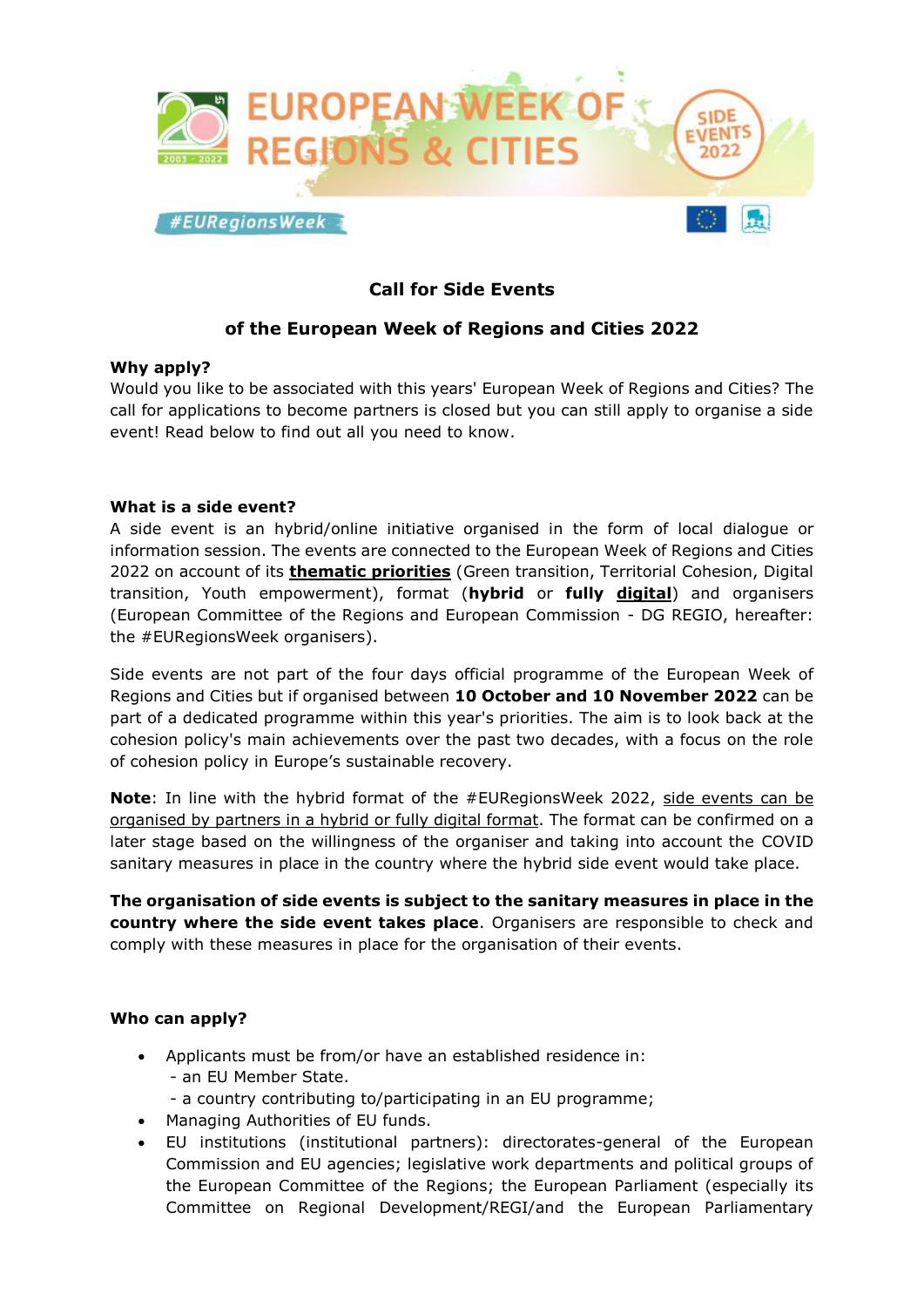# Call for Side Events

## of the European Week of Regions and Cities 2022

**Why apply?**

Would you like to be associated with this years' European Week of Regions and Cities? The call for applications to become partners is closed but you can still apply to organise a side event! Read below to find out all you need to know.

**What is a side event?**

A side event is an hybrid/online initiative organised in the form of local dialogue or information session. The events are connected to the European Week of Regions and Cities 2022 on account of its **thematic priorities** (Green transition, Territorial Cohesion, Digital transition, Youth empowerment), format (**hybrid** or **fully digital**) and organisers (European Committee of the Regions and European Commission - DG REGIO, hereafter: the #EURegionsWeek organisers).

Side events are not part of the four days official programme of the European Week of Regions and Cities but if organised between **10 October and 10 November 2022** can be part of a dedicated programme within this year's priorities. The aim is to look back at the cohesion policy's main achievements over the past two decades, with a focus on the role of cohesion policy in Europe's sustainable recovery.

**Note**: In line with the hybrid format of the #EURegionsWeek 2022, side events can be organised by partners in a hybrid or fully digital format. The format can be confirmed on a later stage based on the willingness of the organiser and taking into account the COVID sanitary measures in place in the country where the hybrid side event would take place.

**The organisation of side events is subject to the sanitary measures in place in the country where the side event takes place**. Organisers are responsible to check and comply with these measures in place for the organisation of their events.

**Who can apply?**

- Applicants must be from/or have an established residence in:
  - an EU Member State.
  - a country contributing to/participating in an EU programme;
- Managing Authorities of EU funds.
- EU institutions (institutional partners): directorates-general of the European Commission and EU agencies; legislative work departments and political groups of the European Committee of the Regions; the European Parliament (especially its Committee on Regional Development/REGI/and the European Parliamentary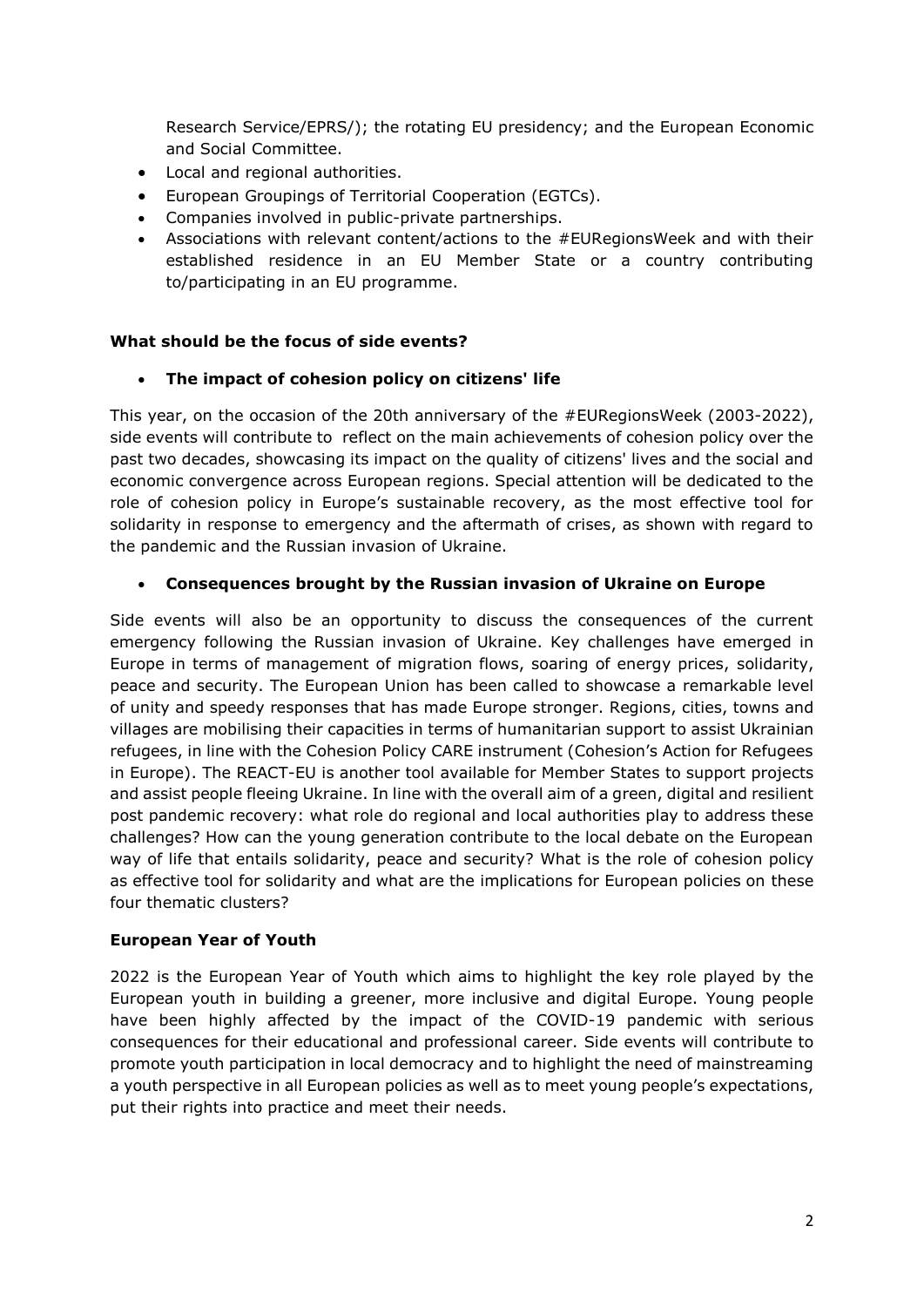Research Service/EPRS/); the rotating EU presidency; and the European Economic and Social Committee.

- Local and regional authorities.
- European Groupings of Territorial Cooperation (EGTCs).
- Companies involved in public-private partnerships.
- Associations with relevant content/actions to the #EURegionsWeek and with their established residence in an EU Member State or a country contributing to/participating in an EU programme.

**What should be the focus of side events?**

- **The impact of cohesion policy on citizens' life**

This year, on the occasion of the 20th anniversary of the #EURegionsWeek (2003-2022), side events will contribute to reflect on the main achievements of cohesion policy over the past two decades, showcasing its impact on the quality of citizens' lives and the social and economic convergence across European regions. Special attention will be dedicated to the role of cohesion policy in Europe's sustainable recovery, as the most effective tool for solidarity in response to emergency and the aftermath of crises, as shown with regard to the pandemic and the Russian invasion of Ukraine.

- **Consequences brought by the Russian invasion of Ukraine on Europe**

Side events will also be an opportunity to discuss the consequences of the current emergency following the Russian invasion of Ukraine. Key challenges have emerged in Europe in terms of management of migration flows, soaring of energy prices, solidarity, peace and security. The European Union has been called to showcase a remarkable level of unity and speedy responses that has made Europe stronger. Regions, cities, towns and villages are mobilising their capacities in terms of humanitarian support to assist Ukrainian refugees, in line with the Cohesion Policy CARE instrument (Cohesion's Action for Refugees in Europe). The REACT-EU is another tool available for Member States to support projects and assist people fleeing Ukraine. In line with the overall aim of a green, digital and resilient post pandemic recovery: what role do regional and local authorities play to address these challenges? How can the young generation contribute to the local debate on the European way of life that entails solidarity, peace and security? What is the role of cohesion policy as effective tool for solidarity and what are the implications for European policies on these four thematic clusters?

**European Year of Youth**

2022 is the European Year of Youth which aims to highlight the key role played by the European youth in building a greener, more inclusive and digital Europe. Young people have been highly affected by the impact of the COVID-19 pandemic with serious consequences for their educational and professional career. Side events will contribute to promote youth participation in local democracy and to highlight the need of mainstreaming a youth perspective in all European policies as well as to meet young people's expectations, put their rights into practice and meet their needs.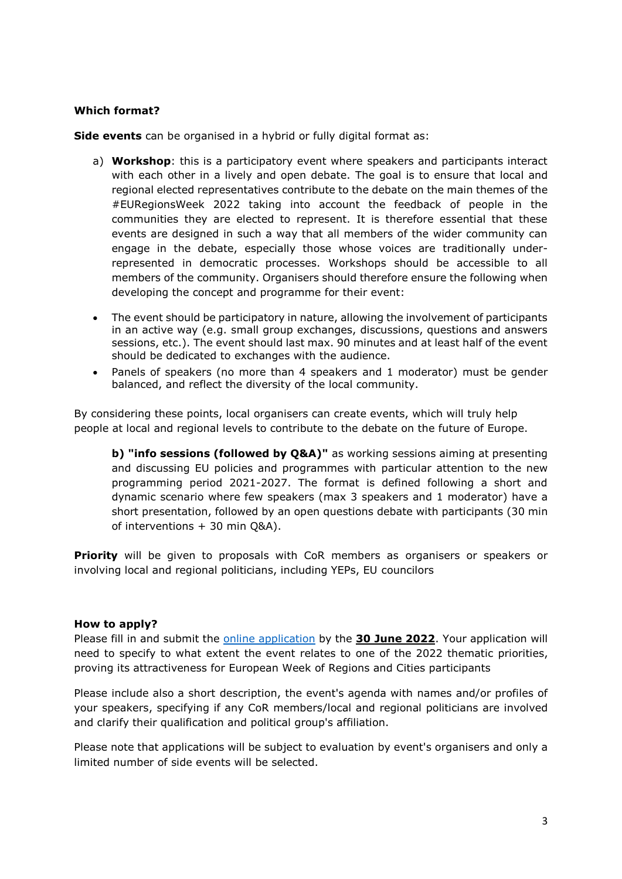**Which format?**

**Side events** can be organised in a hybrid or fully digital format as:

a) **Workshop**: this is a participatory event where speakers and participants interact with each other in a lively and open debate. The goal is to ensure that local and regional elected representatives contribute to the debate on the main themes of the #EURegionsWeek 2022 taking into account the feedback of people in the communities they are elected to represent. It is therefore essential that these events are designed in such a way that all members of the wider community can engage in the debate, especially those whose voices are traditionally under-represented in democratic processes. Workshops should be accessible to all members of the community. Organisers should therefore ensure the following when developing the concept and programme for their event:

- The event should be participatory in nature, allowing the involvement of participants in an active way (e.g. small group exchanges, discussions, questions and answers sessions, etc.). The event should last max. 90 minutes and at least half of the event should be dedicated to exchanges with the audience.
- Panels of speakers (no more than 4 speakers and 1 moderator) must be gender balanced, and reflect the diversity of the local community.

By considering these points, local organisers can create events, which will truly help people at local and regional levels to contribute to the debate on the future of Europe.

**b) "info sessions (followed by Q&A)"** as working sessions aiming at presenting and discussing EU policies and programmes with particular attention to the new programming period 2021-2027. The format is defined following a short and dynamic scenario where few speakers (max 3 speakers and 1 moderator) have a short presentation, followed by an open questions debate with participants (30 min of interventions + 30 min Q&A).

**Priority** will be given to proposals with CoR members as organisers or speakers or involving local and regional politicians, including YEPs, EU councilors

**How to apply?**

Please fill in and submit the online application by the **30 June 2022**. Your application will need to specify to what extent the event relates to one of the 2022 thematic priorities, proving its attractiveness for European Week of Regions and Cities participants

Please include also a short description, the event's agenda with names and/or profiles of your speakers, specifying if any CoR members/local and regional politicians are involved and clarify their qualification and political group's affiliation.

Please note that applications will be subject to evaluation by event's organisers and only a limited number of side events will be selected.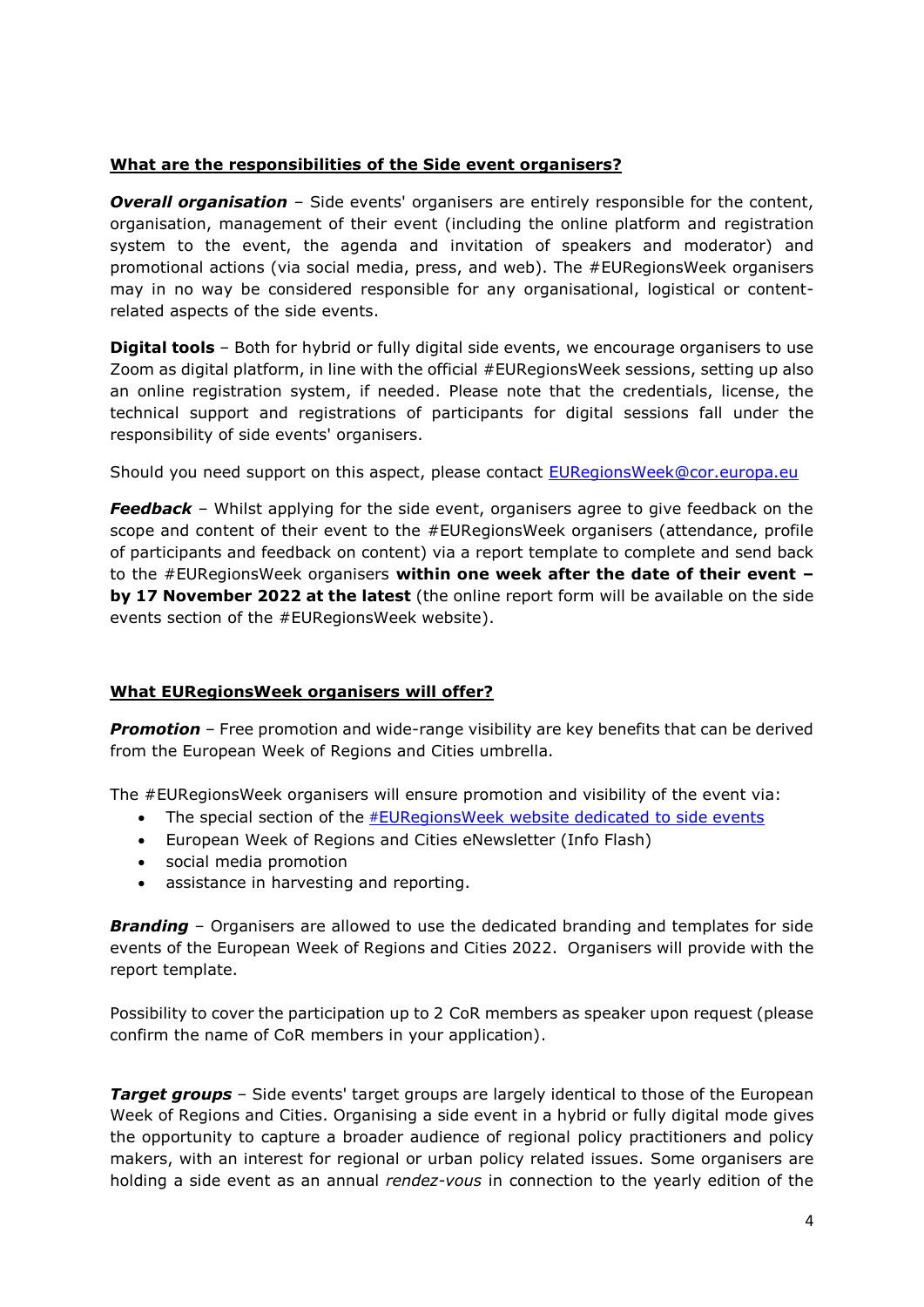**What are the responsibilities of the Side event organisers?**

***Overall organisation*** – Side events' organisers are entirely responsible for the content, organisation, management of their event (including the online platform and registration system to the event, the agenda and invitation of speakers and moderator) and promotional actions (via social media, press, and web). The #EURegionsWeek organisers may in no way be considered responsible for any organisational, logistical or content-related aspects of the side events.

**Digital tools** – Both for hybrid or fully digital side events, we encourage organisers to use Zoom as digital platform, in line with the official #EURegionsWeek sessions, setting up also an online registration system, if needed. Please note that the credentials, license, the technical support and registrations of participants for digital sessions fall under the responsibility of side events' organisers.

Should you need support on this aspect, please contact [EURegionsWeek@cor.europa.eu](mailto:EURegionsWeek@cor.europa.eu)

***Feedback*** – Whilst applying for the side event, organisers agree to give feedback on the scope and content of their event to the #EURegionsWeek organisers (attendance, profile of participants and feedback on content) via a report template to complete and send back to the #EURegionsWeek organisers **within one week after the date of their event – by 17 November 2022 at the latest** (the online report form will be available on the side events section of the #EURegionsWeek website).

**What EURegionsWeek organisers will offer?**

***Promotion*** – Free promotion and wide-range visibility are key benefits that can be derived from the European Week of Regions and Cities umbrella.

The #EURegionsWeek organisers will ensure promotion and visibility of the event via:

- The special section of the #EURegionsWeek website dedicated to side events
- European Week of Regions and Cities eNewsletter (Info Flash)
- social media promotion
- assistance in harvesting and reporting.

***Branding*** – Organisers are allowed to use the dedicated branding and templates for side events of the European Week of Regions and Cities 2022. Organisers will provide with the report template.

Possibility to cover the participation up to 2 CoR members as speaker upon request (please confirm the name of CoR members in your application).

***Target groups*** – Side events' target groups are largely identical to those of the European Week of Regions and Cities. Organising a side event in a hybrid or fully digital mode gives the opportunity to capture a broader audience of regional policy practitioners and policy makers, with an interest for regional or urban policy related issues. Some organisers are holding a side event as an annual *rendez-vous* in connection to the yearly edition of the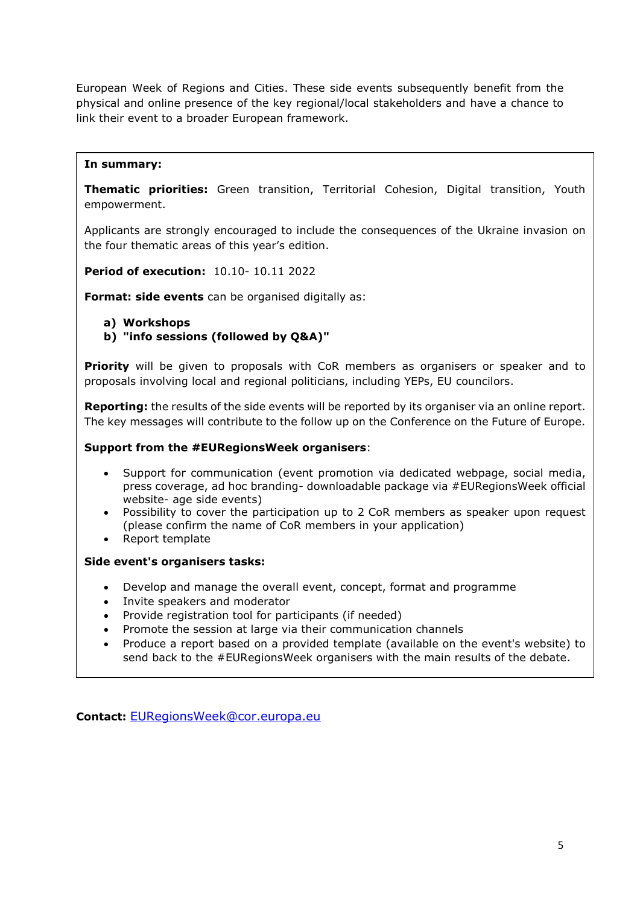European Week of Regions and Cities. These side events subsequently benefit from the physical and online presence of the key regional/local stakeholders and have a chance to link their event to a broader European framework.

**In summary:**

**Thematic priorities:** Green transition, Territorial Cohesion, Digital transition, Youth empowerment.

Applicants are strongly encouraged to include the consequences of the Ukraine invasion on the four thematic areas of this year's edition.

**Period of execution:** 10.10- 10.11 2022

**Format: side events** can be organised digitally as:

a) **Workshops**
b) **"info sessions (followed by Q&A)"**

**Priority** will be given to proposals with CoR members as organisers or speaker and to proposals involving local and regional politicians, including YEPs, EU councilors.

**Reporting:** the results of the side events will be reported by its organiser via an online report. The key messages will contribute to the follow up on the Conference on the Future of Europe.

**Support from the #EURegionsWeek organisers**:

- Support for communication (event promotion via dedicated webpage, social media, press coverage, ad hoc branding- downloadable package via #EURegionsWeek official website- age side events)
- Possibility to cover the participation up to 2 CoR members as speaker upon request (please confirm the name of CoR members in your application)
- Report template

**Side event's organisers tasks:**

- Develop and manage the overall event, concept, format and programme
- Invite speakers and moderator
- Provide registration tool for participants (if needed)
- Promote the session at large via their communication channels
- Produce a report based on a provided template (available on the event's website) to send back to the #EURegionsWeek organisers with the main results of the debate.

**Contact:** EURegionsWeek@cor.europa.eu